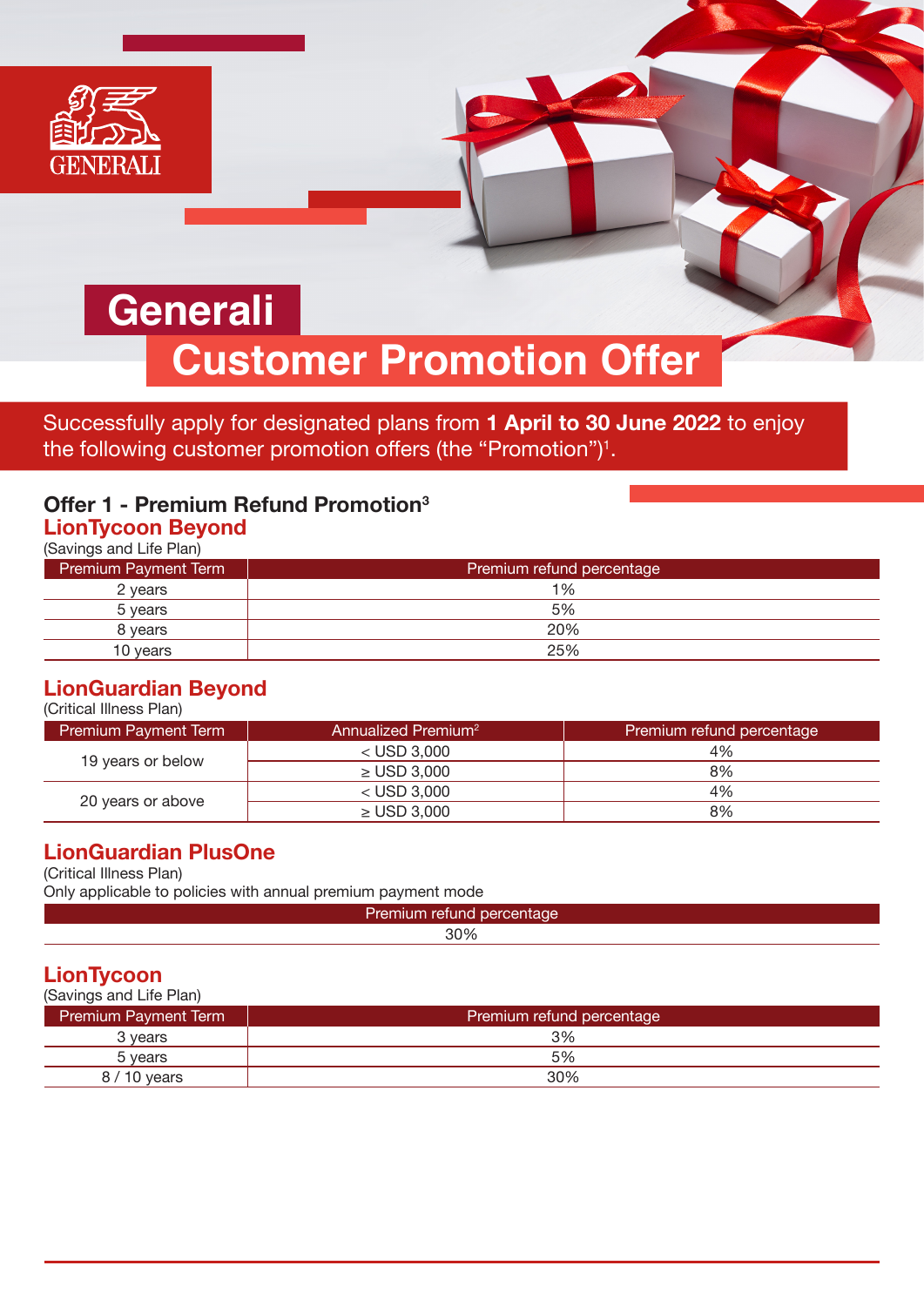# Generali Customer Promotion Offer

Successfully apply for designated plans from **1 April to 30 June 2022** to enjoy the following customer promotion offers (the "Promotion")[1].

## Offer 1 - Premium Refund Promotion[3]

### LionTycoon Beyond

(Savings and Life Plan)

| Premium Payment Term | Premium refund percentage |
|---|---|
| 2 years | 1% |
| 5 years | 5% |
| 8 years | 20% |
| 10 years | 25% |

### LionGuardian Beyond

(Critical Illness Plan)

| Premium Payment Term | Annualized Premium[2] | Premium refund percentage |
|---|---|---|
| 19 years or below | < USD 3,000 | 4% |
| | ≥ USD 3,000 | 8% |
| 20 years or above | < USD 3,000 | 4% |
| | ≥ USD 3,000 | 8% |

### LionGuardian PlusOne

(Critical Illness Plan)

Only applicable to policies with annual premium payment mode

| Premium refund percentage |
|---|
| 30% |

### LionTycoon

(Savings and Life Plan)

| Premium Payment Term | Premium refund percentage |
|---|---|
| 3 years | 3% |
| 5 years | 5% |
| 8 / 10 years | 30% |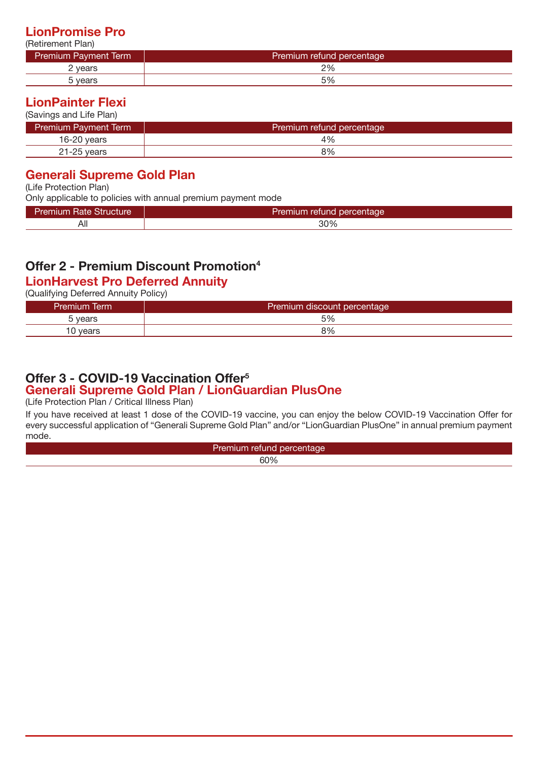## LionPromise Pro

(Retirement Plan)

| Premium Payment Term | Premium refund percentage |
| --- | --- |
| 2 years | 2% |
| 5 years | 5% |

## LionPainter Flexi

(Savings and Life Plan)

| Premium Payment Term | Premium refund percentage |
| --- | --- |
| 16-20 years | 4% |
| 21-25 years | 8% |

## Generali Supreme Gold Plan

(Life Protection Plan)

Only applicable to policies with annual premium payment mode

| Premium Rate Structure | Premium refund percentage |
| --- | --- |
| All | 30% |

# Offer 2 - Premium Discount Promotion[4]

## LionHarvest Pro Deferred Annuity

(Qualifying Deferred Annuity Policy)

| Premium Term | Premium discount percentage |
| --- | --- |
| 5 years | 5% |
| 10 years | 8% |

# Offer 3 - COVID-19 Vaccination Offer[5]

## Generali Supreme Gold Plan / LionGuardian PlusOne

(Life Protection Plan / Critical Illness Plan)

If you have received at least 1 dose of the COVID-19 vaccine, you can enjoy the below COVID-19 Vaccination Offer for every successful application of "Generali Supreme Gold Plan" and/or "LionGuardian PlusOne" in annual premium payment mode.

| Premium refund percentage |
| --- |
| 60% |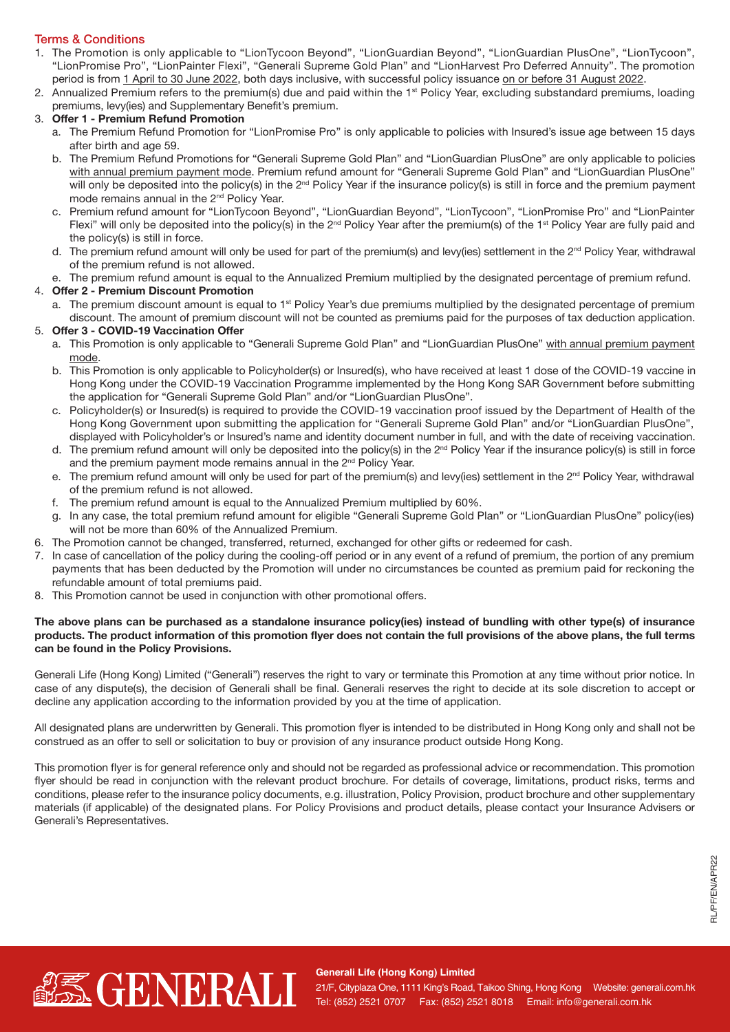## Terms & Conditions

1. The Promotion is only applicable to "LionTycoon Beyond", "LionGuardian Beyond", "LionGuardian PlusOne", "LionTycoon", "LionPromise Pro", "LionPainter Flexi", "Generali Supreme Gold Plan" and "LionHarvest Pro Deferred Annuity". The promotion period is from 1 April to 30 June 2022, both days inclusive, with successful policy issuance on or before 31 August 2022.
2. Annualized Premium refers to the premium(s) due and paid within the 1st Policy Year, excluding substandard premiums, loading premiums, levy(ies) and Supplementary Benefit's premium.
3. **Offer 1 - Premium Refund Promotion**
   a. The Premium Refund Promotion for "LionPromise Pro" is only applicable to policies with Insured's issue age between 15 days after birth and age 59.
   b. The Premium Refund Promotions for "Generali Supreme Gold Plan" and "LionGuardian PlusOne" are only applicable to policies with annual premium payment mode. Premium refund amount for "Generali Supreme Gold Plan" and "LionGuardian PlusOne" will only be deposited into the policy(s) in the 2nd Policy Year if the insurance policy(s) is still in force and the premium payment mode remains annual in the 2nd Policy Year.
   c. Premium refund amount for "LionTycoon Beyond", "LionGuardian Beyond", "LionTycoon", "LionPromise Pro" and "LionPainter Flexi" will only be deposited into the policy(s) in the 2nd Policy Year after the premium(s) of the 1st Policy Year are fully paid and the policy(s) is still in force.
   d. The premium refund amount will only be used for part of the premium(s) and levy(ies) settlement in the 2nd Policy Year, withdrawal of the premium refund is not allowed.
   e. The premium refund amount is equal to the Annualized Premium multiplied by the designated percentage of premium refund.
4. **Offer 2 - Premium Discount Promotion**
   a. The premium discount amount is equal to 1st Policy Year's due premiums multiplied by the designated percentage of premium discount. The amount of premium discount will not be counted as premiums paid for the purposes of tax deduction application.
5. **Offer 3 - COVID-19 Vaccination Offer**
   a. This Promotion is only applicable to "Generali Supreme Gold Plan" and "LionGuardian PlusOne" with annual premium payment mode.
   b. This Promotion is only applicable to Policyholder(s) or Insured(s), who have received at least 1 dose of the COVID-19 vaccine in Hong Kong under the COVID-19 Vaccination Programme implemented by the Hong Kong SAR Government before submitting the application for "Generali Supreme Gold Plan" and/or "LionGuardian PlusOne".
   c. Policyholder(s) or Insured(s) is required to provide the COVID-19 vaccination proof issued by the Department of Health of the Hong Kong Government upon submitting the application for "Generali Supreme Gold Plan" and/or "LionGuardian PlusOne", displayed with Policyholder's or Insured's name and identity document number in full, and with the date of receiving vaccination.
   d. The premium refund amount will only be deposited into the policy(s) in the 2nd Policy Year if the insurance policy(s) is still in force and the premium payment mode remains annual in the 2nd Policy Year.
   e. The premium refund amount will only be used for part of the premium(s) and levy(ies) settlement in the 2nd Policy Year, withdrawal of the premium refund is not allowed.
   f. The premium refund amount is equal to the Annualized Premium multiplied by 60%.
   g. In any case, the total premium refund amount for eligible "Generali Supreme Gold Plan" or "LionGuardian PlusOne" policy(ies) will not be more than 60% of the Annualized Premium.
6. The Promotion cannot be changed, transferred, returned, exchanged for other gifts or redeemed for cash.
7. In case of cancellation of the policy during the cooling-off period or in any event of a refund of premium, the portion of any premium payments that has been deducted by the Promotion will under no circumstances be counted as premium paid for reckoning the refundable amount of total premiums paid.
8. This Promotion cannot be used in conjunction with other promotional offers.

**The above plans can be purchased as a standalone insurance policy(ies) instead of bundling with other type(s) of insurance products. The product information of this promotion flyer does not contain the full provisions of the above plans, the full terms can be found in the Policy Provisions.**

Generali Life (Hong Kong) Limited ("Generali") reserves the right to vary or terminate this Promotion at any time without prior notice. In case of any dispute(s), the decision of Generali shall be final. Generali reserves the right to decide at its sole discretion to accept or decline any application according to the information provided by you at the time of application.

All designated plans are underwritten by Generali. This promotion flyer is intended to be distributed in Hong Kong only and shall not be construed as an offer to sell or solicitation to buy or provision of any insurance product outside Hong Kong.

This promotion flyer is for general reference only and should not be regarded as professional advice or recommendation. This promotion flyer should be read in conjunction with the relevant product brochure. For details of coverage, limitations, product risks, terms and conditions, please refer to the insurance policy documents, e.g. illustration, Policy Provision, product brochure and other supplementary materials (if applicable) of the designated plans. For Policy Provisions and product details, please contact your Insurance Advisers or Generali's Representatives.

RL/PF/EN/APR22

GENERALI

**Generali Life (Hong Kong) Limited**
21/F, Cityplaza One, 1111 King's Road, Taikoo Shing, Hong Kong Website: generali.com.hk
Tel: (852) 2521 0707 Fax: (852) 2521 8018 Email: info@generali.com.hk